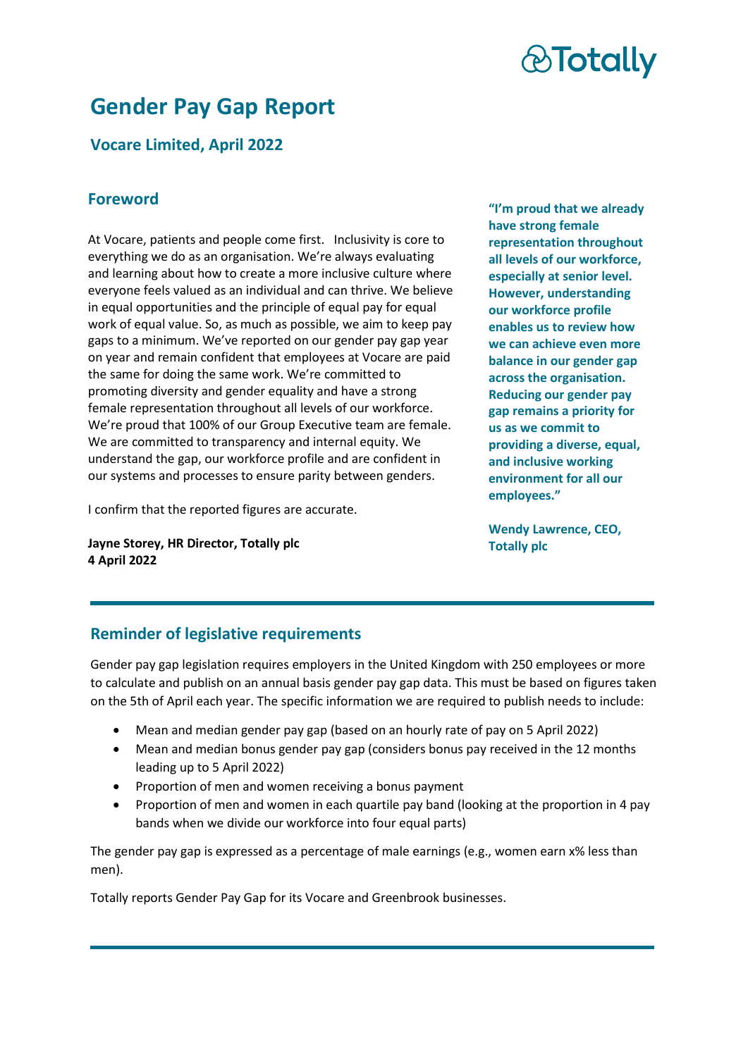# Gender Pay Gap Report

### Vocare Limited, April 2022

## Foreword

At Vocare, patients and people come first. Inclusivity is core to everything we do as an organisation. We're always evaluating and learning about how to create a more inclusive culture where everyone feels valued as an individual and can thrive. We believe in equal opportunities and the principle of equal pay for equal work of equal value. So, as much as possible, we aim to keep pay gaps to a minimum. We've reported on our gender pay gap year on year and remain confident that employees at Vocare are paid the same for doing the same work. We're committed to promoting diversity and gender equality and have a strong female representation throughout all levels of our workforce. We're proud that 100% of our Group Executive team are female. We are committed to transparency and internal equity. We understand the gap, our workforce profile and are confident in our systems and processes to ensure parity between genders.

I confirm that the reported figures are accurate.

**Jayne Storey, HR Director, Totally plc**
**4 April 2022**

**"I'm proud that we already have strong female representation throughout all levels of our workforce, especially at senior level. However, understanding our workforce profile enables us to review how we can achieve even more balance in our gender gap across the organisation. Reducing our gender pay gap remains a priority for us as we commit to providing a diverse, equal, and inclusive working environment for all our employees."**

**Wendy Lawrence, CEO, Totally plc**

## Reminder of legislative requirements

Gender pay gap legislation requires employers in the United Kingdom with 250 employees or more to calculate and publish on an annual basis gender pay gap data. This must be based on figures taken on the 5th of April each year. The specific information we are required to publish needs to include:

- Mean and median gender pay gap (based on an hourly rate of pay on 5 April 2022)
- Mean and median bonus gender pay gap (considers bonus pay received in the 12 months leading up to 5 April 2022)
- Proportion of men and women receiving a bonus payment
- Proportion of men and women in each quartile pay band (looking at the proportion in 4 pay bands when we divide our workforce into four equal parts)

The gender pay gap is expressed as a percentage of male earnings (e.g., women earn x% less than men).

Totally reports Gender Pay Gap for its Vocare and Greenbrook businesses.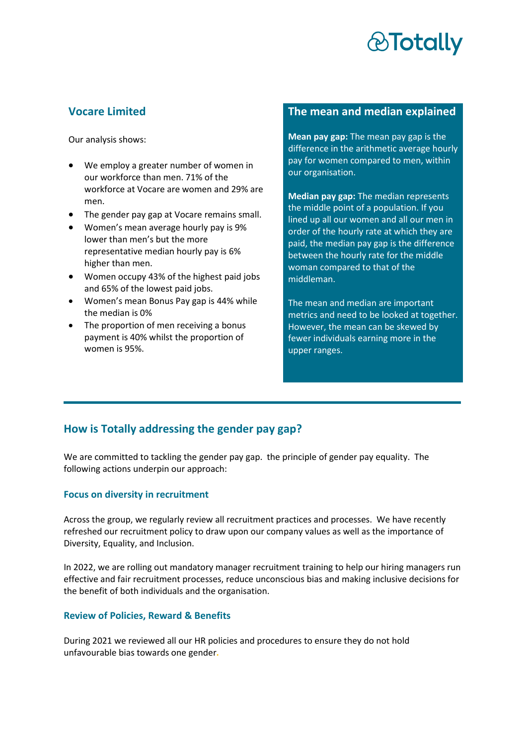## Vocare Limited

Our analysis shows:

- We employ a greater number of women in our workforce than men. 71% of the workforce at Vocare are women and 29% are men.
- The gender pay gap at Vocare remains small.
- Women's mean average hourly pay is 9% lower than men's but the more representative median hourly pay is 6% higher than men.
- Women occupy 43% of the highest paid jobs and 65% of the lowest paid jobs.
- Women's mean Bonus Pay gap is 44% while the median is 0%
- The proportion of men receiving a bonus payment is 40% whilst the proportion of women is 95%.

## The mean and median explained

**Mean pay gap:** The mean pay gap is the difference in the arithmetic average hourly pay for women compared to men, within our organisation.

**Median pay gap:** The median represents the middle point of a population. If you lined up all our women and all our men in order of the hourly rate at which they are paid, the median pay gap is the difference between the hourly rate for the middle woman compared to that of the middleman.

The mean and median are important metrics and need to be looked at together. However, the mean can be skewed by fewer individuals earning more in the upper ranges.

---

## How is Totally addressing the gender pay gap?

We are committed to tackling the gender pay gap. the principle of gender pay equality. The following actions underpin our approach:

### Focus on diversity in recruitment

Across the group, we regularly review all recruitment practices and processes. We have recently refreshed our recruitment policy to draw upon our company values as well as the importance of Diversity, Equality, and Inclusion.

In 2022, we are rolling out mandatory manager recruitment training to help our hiring managers run effective and fair recruitment processes, reduce unconscious bias and making inclusive decisions for the benefit of both individuals and the organisation.

### Review of Policies, Reward & Benefits

During 2021 we reviewed all our HR policies and procedures to ensure they do not hold unfavourable bias towards one gender.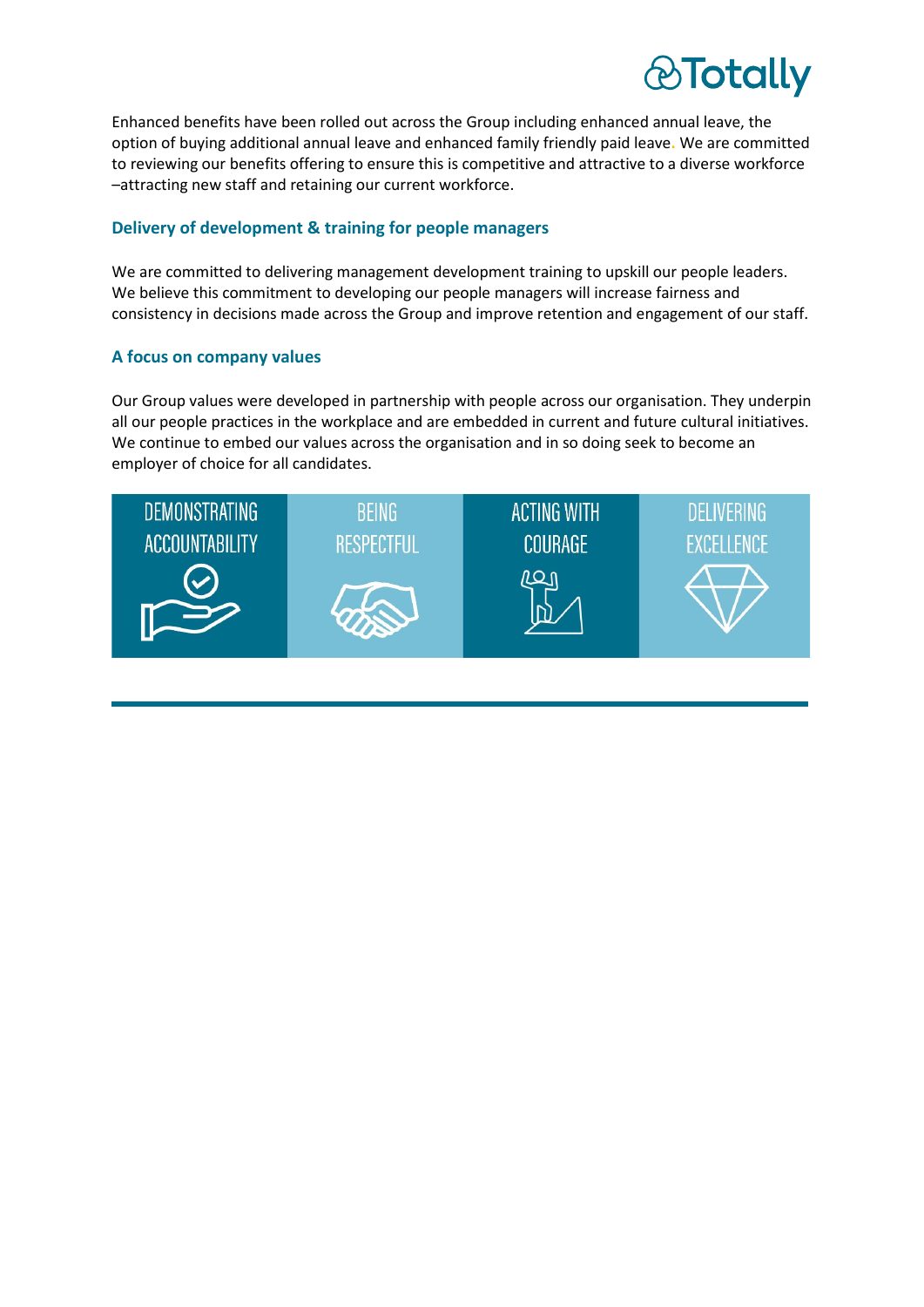Enhanced benefits have been rolled out across the Group including enhanced annual leave, the option of buying additional annual leave and enhanced family friendly paid leave. We are committed to reviewing our benefits offering to ensure this is competitive and attractive to a diverse workforce –attracting new staff and retaining our current workforce.

### Delivery of development & training for people managers

We are committed to delivering management development training to upskill our people leaders. We believe this commitment to developing our people managers will increase fairness and consistency in decisions made across the Group and improve retention and engagement of our staff.

### A focus on company values

Our Group values were developed in partnership with people across our organisation. They underpin all our people practices in the workplace and are embedded in current and future cultural initiatives. We continue to embed our values across the organisation and in so doing seek to become an employer of choice for all candidates.

DEMONSTRATING ACCOUNTABILITY

BEING RESPECTFUL

ACTING WITH COURAGE

DELIVERING EXCELLENCE